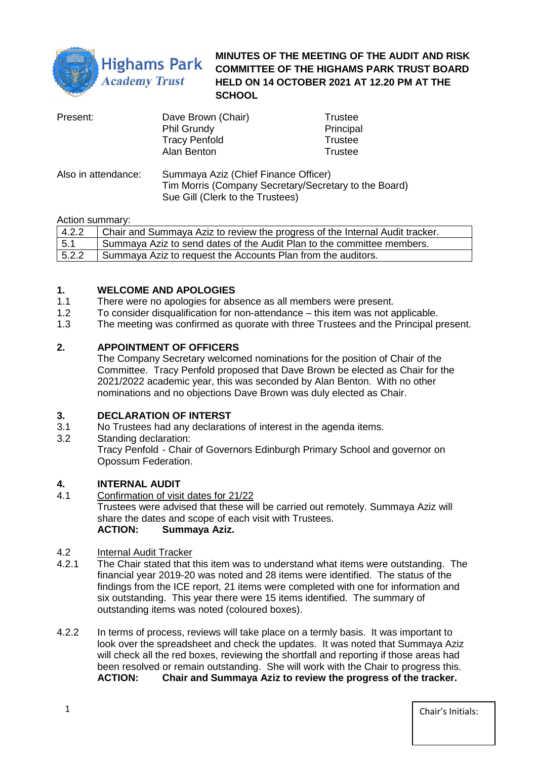Highams Park Academy Trust

# MINUTES OF THE MEETING OF THE AUDIT AND RISK COMMITTEE OF THE HIGHAMS PARK TRUST BOARD HELD ON 14 OCTOBER 2021 AT 12.20 PM AT THE SCHOOL

| Present: | Dave Brown (Chair) | Trustee |
|---|---|---|
| | Phil Grundy | Principal |
| | Tracy Penfold | Trustee |
| | Alan Benton | Trustee |

Also in attendance: Summaya Aziz (Chief Finance Officer)
Tim Morris (Company Secretary/Secretary to the Board)
Sue Gill (Clerk to the Trustees)

Action summary:

| 4.2.2 | Chair and Summaya Aziz to review the progress of the Internal Audit tracker. |
|---|---|
| 5.1 | Summaya Aziz to send dates of the Audit Plan to the committee members. |
| 5.2.2 | Summaya Aziz to request the Accounts Plan from the auditors. |

## 1. WELCOME AND APOLOGIES

1.1 There were no apologies for absence as all members were present.

1.2 To consider disqualification for non-attendance – this item was not applicable.

1.3 The meeting was confirmed as quorate with three Trustees and the Principal present.

## 2. APPOINTMENT OF OFFICERS

The Company Secretary welcomed nominations for the position of Chair of the Committee. Tracy Penfold proposed that Dave Brown be elected as Chair for the 2021/2022 academic year, this was seconded by Alan Benton. With no other nominations and no objections Dave Brown was duly elected as Chair.

## 3. DECLARATION OF INTERST

3.1 No Trustees had any declarations of interest in the agenda items.

3.2 Standing declaration:
Tracy Penfold - Chair of Governors Edinburgh Primary School and governor on Opossum Federation.

## 4. INTERNAL AUDIT

4.1 Confirmation of visit dates for 21/22

Trustees were advised that these will be carried out remotely. Summaya Aziz will share the dates and scope of each visit with Trustees.
**ACTION: Summaya Aziz.**

4.2 Internal Audit Tracker

4.2.1 The Chair stated that this item was to understand what items were outstanding. The financial year 2019-20 was noted and 28 items were identified. The status of the findings from the ICE report, 21 items were completed with one for information and six outstanding. This year there were 15 items identified. The summary of outstanding items was noted (coloured boxes).

4.2.2 In terms of process, reviews will take place on a termly basis. It was important to look over the spreadsheet and check the updates. It was noted that Summaya Aziz will check all the red boxes, reviewing the shortfall and reporting if those areas had been resolved or remain outstanding. She will work with the Chair to progress this.
**ACTION: Chair and Summaya Aziz to review the progress of the tracker.**

Chair's Initials: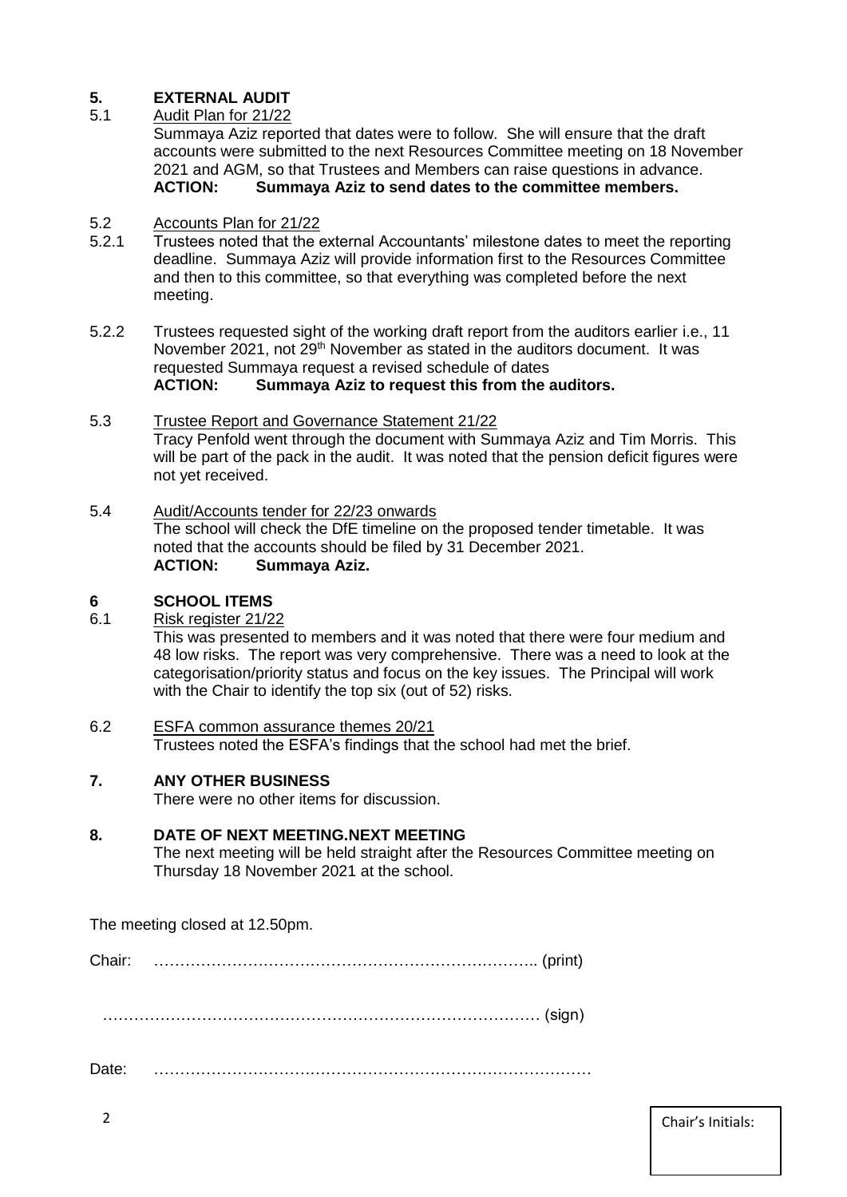## 5. EXTERNAL AUDIT

5.1 Audit Plan for 21/22

Summaya Aziz reported that dates were to follow. She will ensure that the draft accounts were submitted to the next Resources Committee meeting on 18 November 2021 and AGM, so that Trustees and Members can raise questions in advance.

**ACTION: Summaya Aziz to send dates to the committee members.**

5.2 Accounts Plan for 21/22

5.2.1 Trustees noted that the external Accountants' milestone dates to meet the reporting deadline. Summaya Aziz will provide information first to the Resources Committee and then to this committee, so that everything was completed before the next meeting.

5.2.2 Trustees requested sight of the working draft report from the auditors earlier i.e., 11 November 2021, not 29th November as stated in the auditors document. It was requested Summaya request a revised schedule of dates

**ACTION: Summaya Aziz to request this from the auditors.**

5.3 Trustee Report and Governance Statement 21/22

Tracy Penfold went through the document with Summaya Aziz and Tim Morris. This will be part of the pack in the audit. It was noted that the pension deficit figures were not yet received.

5.4 Audit/Accounts tender for 22/23 onwards

The school will check the DfE timeline on the proposed tender timetable. It was noted that the accounts should be filed by 31 December 2021.

**ACTION: Summaya Aziz.**

## 6 SCHOOL ITEMS

6.1 Risk register 21/22

This was presented to members and it was noted that there were four medium and 48 low risks. The report was very comprehensive. There was a need to look at the categorisation/priority status and focus on the key issues. The Principal will work with the Chair to identify the top six (out of 52) risks.

6.2 ESFA common assurance themes 20/21

Trustees noted the ESFA's findings that the school had met the brief.

## 7. ANY OTHER BUSINESS

There were no other items for discussion.

## 8. DATE OF NEXT MEETING.NEXT MEETING

The next meeting will be held straight after the Resources Committee meeting on Thursday 18 November 2021 at the school.

The meeting closed at 12.50pm.

Chair: ………………………………………………………………….. (print)

………………………………………………………………………… (sign)

Date: …………………………………………………………………………

Chair's Initials: